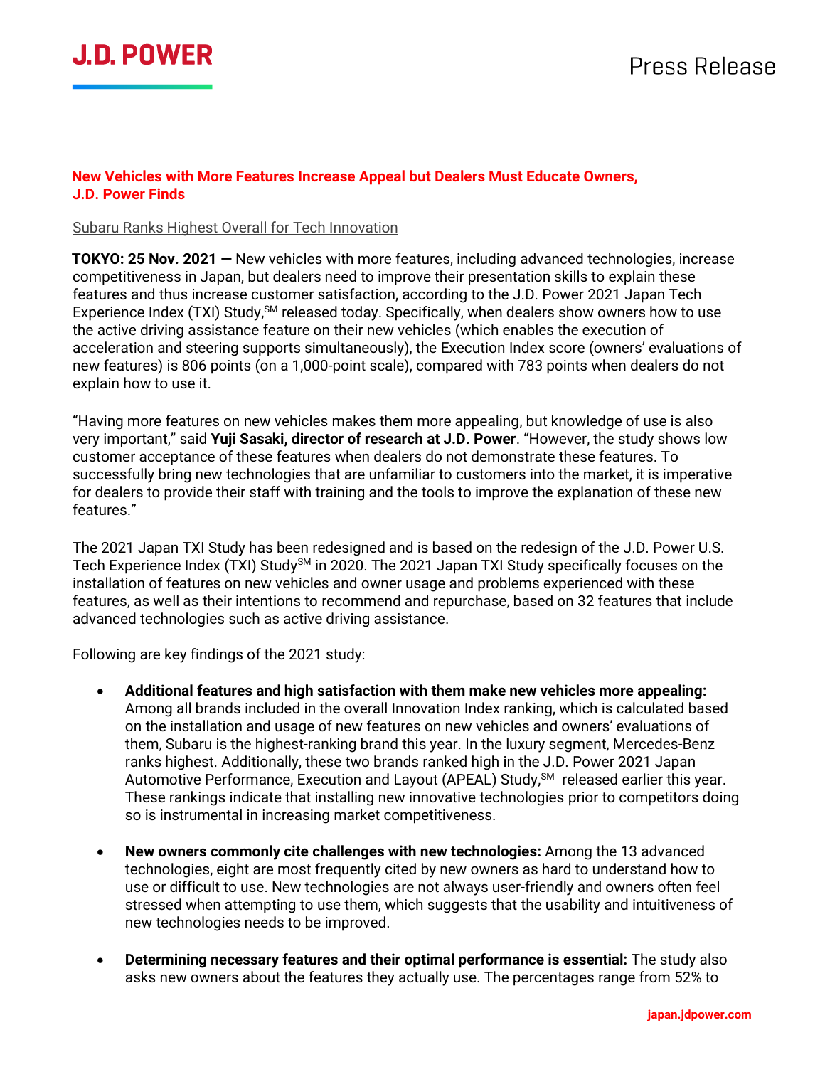J.D. POWER

Press Release

**New Vehicles with More Features Increase Appeal but Dealers Must Educate Owners, J.D. Power Finds**

Subaru Ranks Highest Overall for Tech Innovation

**TOKYO: 25 Nov. 2021 —** New vehicles with more features, including advanced technologies, increase competitiveness in Japan, but dealers need to improve their presentation skills to explain these features and thus increase customer satisfaction, according to the J.D. Power 2021 Japan Tech Experience Index (TXI) Study,SM released today. Specifically, when dealers show owners how to use the active driving assistance feature on their new vehicles (which enables the execution of acceleration and steering supports simultaneously), the Execution Index score (owners' evaluations of new features) is 806 points (on a 1,000-point scale), compared with 783 points when dealers do not explain how to use it.

"Having more features on new vehicles makes them more appealing, but knowledge of use is also very important," said **Yuji Sasaki, director of research at J.D. Power**. "However, the study shows low customer acceptance of these features when dealers do not demonstrate these features. To successfully bring new technologies that are unfamiliar to customers into the market, it is imperative for dealers to provide their staff with training and the tools to improve the explanation of these new features."

The 2021 Japan TXI Study has been redesigned and is based on the redesign of the J.D. Power U.S. Tech Experience Index (TXI) StudySM in 2020. The 2021 Japan TXI Study specifically focuses on the installation of features on new vehicles and owner usage and problems experienced with these features, as well as their intentions to recommend and repurchase, based on 32 features that include advanced technologies such as active driving assistance.

Following are key findings of the 2021 study:

- **Additional features and high satisfaction with them make new vehicles more appealing:** Among all brands included in the overall Innovation Index ranking, which is calculated based on the installation and usage of new features on new vehicles and owners' evaluations of them, Subaru is the highest-ranking brand this year. In the luxury segment, Mercedes-Benz ranks highest. Additionally, these two brands ranked high in the J.D. Power 2021 Japan Automotive Performance, Execution and Layout (APEAL) Study,SM released earlier this year. These rankings indicate that installing new innovative technologies prior to competitors doing so is instrumental in increasing market competitiveness.

- **New owners commonly cite challenges with new technologies:** Among the 13 advanced technologies, eight are most frequently cited by new owners as hard to understand how to use or difficult to use. New technologies are not always user-friendly and owners often feel stressed when attempting to use them, which suggests that the usability and intuitiveness of new technologies needs to be improved.

- **Determining necessary features and their optimal performance is essential:** The study also asks new owners about the features they actually use. The percentages range from 52% to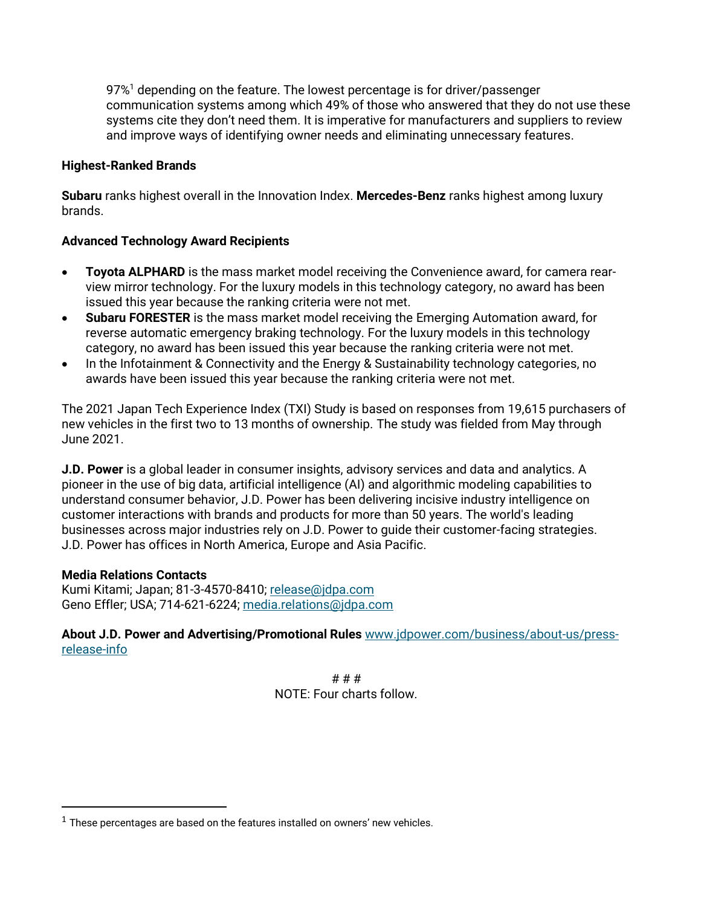97%[1] depending on the feature. The lowest percentage is for driver/passenger communication systems among which 49% of those who answered that they do not use these systems cite they don't need them. It is imperative for manufacturers and suppliers to review and improve ways of identifying owner needs and eliminating unnecessary features.

**Highest-Ranked Brands**

**Subaru** ranks highest overall in the Innovation Index. **Mercedes-Benz** ranks highest among luxury brands.

**Advanced Technology Award Recipients**

- **Toyota ALPHARD** is the mass market model receiving the Convenience award, for camera rear-view mirror technology. For the luxury models in this technology category, no award has been issued this year because the ranking criteria were not met.
- **Subaru FORESTER** is the mass market model receiving the Emerging Automation award, for reverse automatic emergency braking technology. For the luxury models in this technology category, no award has been issued this year because the ranking criteria were not met.
- In the Infotainment & Connectivity and the Energy & Sustainability technology categories, no awards have been issued this year because the ranking criteria were not met.

The 2021 Japan Tech Experience Index (TXI) Study is based on responses from 19,615 purchasers of new vehicles in the first two to 13 months of ownership. The study was fielded from May through June 2021.

**J.D. Power** is a global leader in consumer insights, advisory services and data and analytics. A pioneer in the use of big data, artificial intelligence (AI) and algorithmic modeling capabilities to understand consumer behavior, J.D. Power has been delivering incisive industry intelligence on customer interactions with brands and products for more than 50 years. The world's leading businesses across major industries rely on J.D. Power to guide their customer-facing strategies. J.D. Power has offices in North America, Europe and Asia Pacific.

**Media Relations Contacts**
Kumi Kitami; Japan; 81-3-4570-8410; release@jdpa.com
Geno Effler; USA; 714-621-6224; media.relations@jdpa.com

**About J.D. Power and Advertising/Promotional Rules** www.jdpower.com/business/about-us/press-release-info

# # #

NOTE: Four charts follow.

---

[1] These percentages are based on the features installed on owners' new vehicles.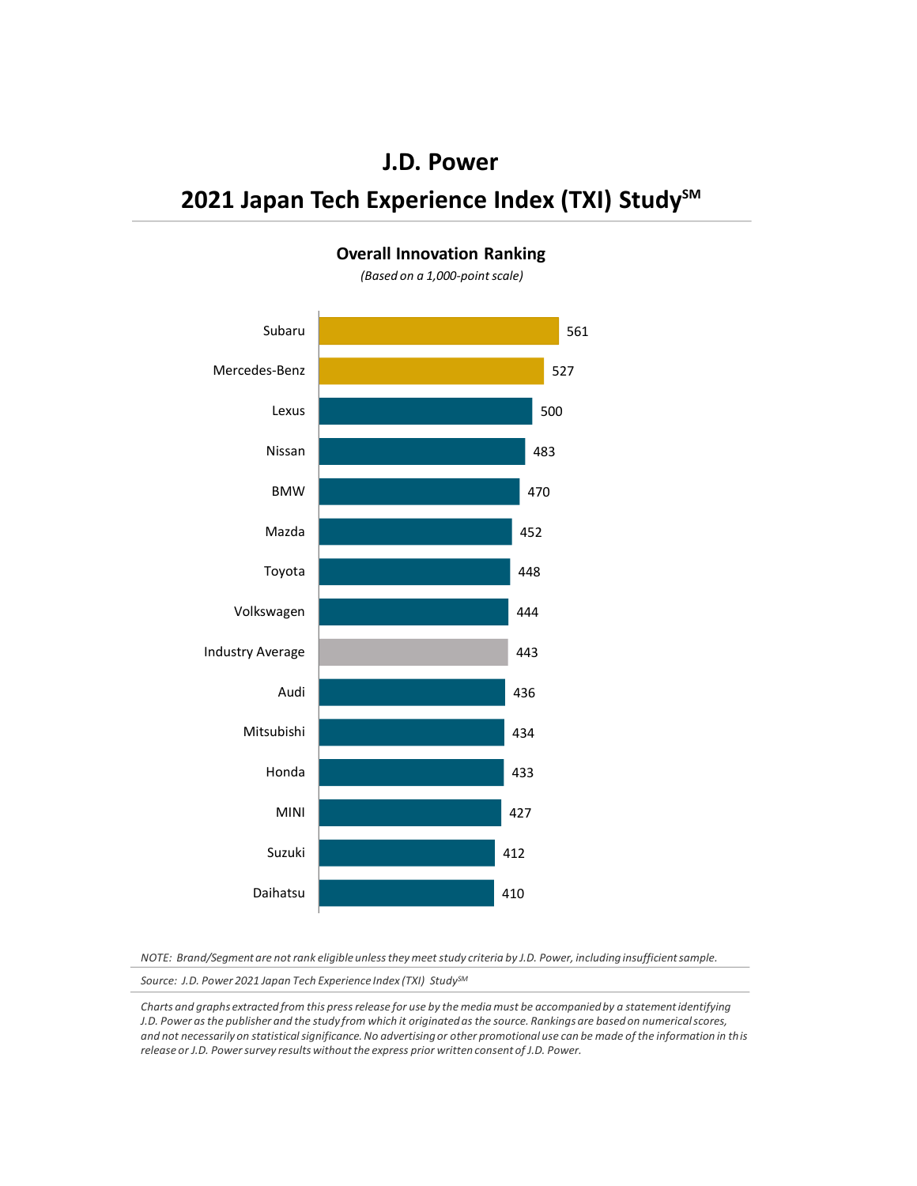# J.D. Power

# 2021 Japan Tech Experience Index (TXI) Study[SM]

## Overall Innovation Ranking

*(Based on a 1,000-point scale)*

| Brand | Score |
|---|---|
| Subaru | 561 |
| Mercedes-Benz | 527 |
| Lexus | 500 |
| Nissan | 483 |
| BMW | 470 |
| Mazda | 452 |
| Toyota | 448 |
| Volkswagen | 444 |
| Industry Average | 443 |
| Audi | 436 |
| Mitsubishi | 434 |
| Honda | 433 |
| MINI | 427 |
| Suzuki | 412 |
| Daihatsu | 410 |

*NOTE: Brand/Segment are not rank eligible unless they meet study criteria by J.D. Power, including insufficient sample.*

*Source: J.D. Power 2021 Japan Tech Experience Index (TXI) Study[SM]*

*Charts and graphs extracted from this press release for use by the media must be accompanied by a statement identifying J.D. Power as the publisher and the study from which it originated as the source. Rankings are based on numerical scores, and not necessarily on statistical significance. No advertising or other promotional use can be made of the information in this release or J.D. Power survey results without the express prior written consent of J.D. Power.*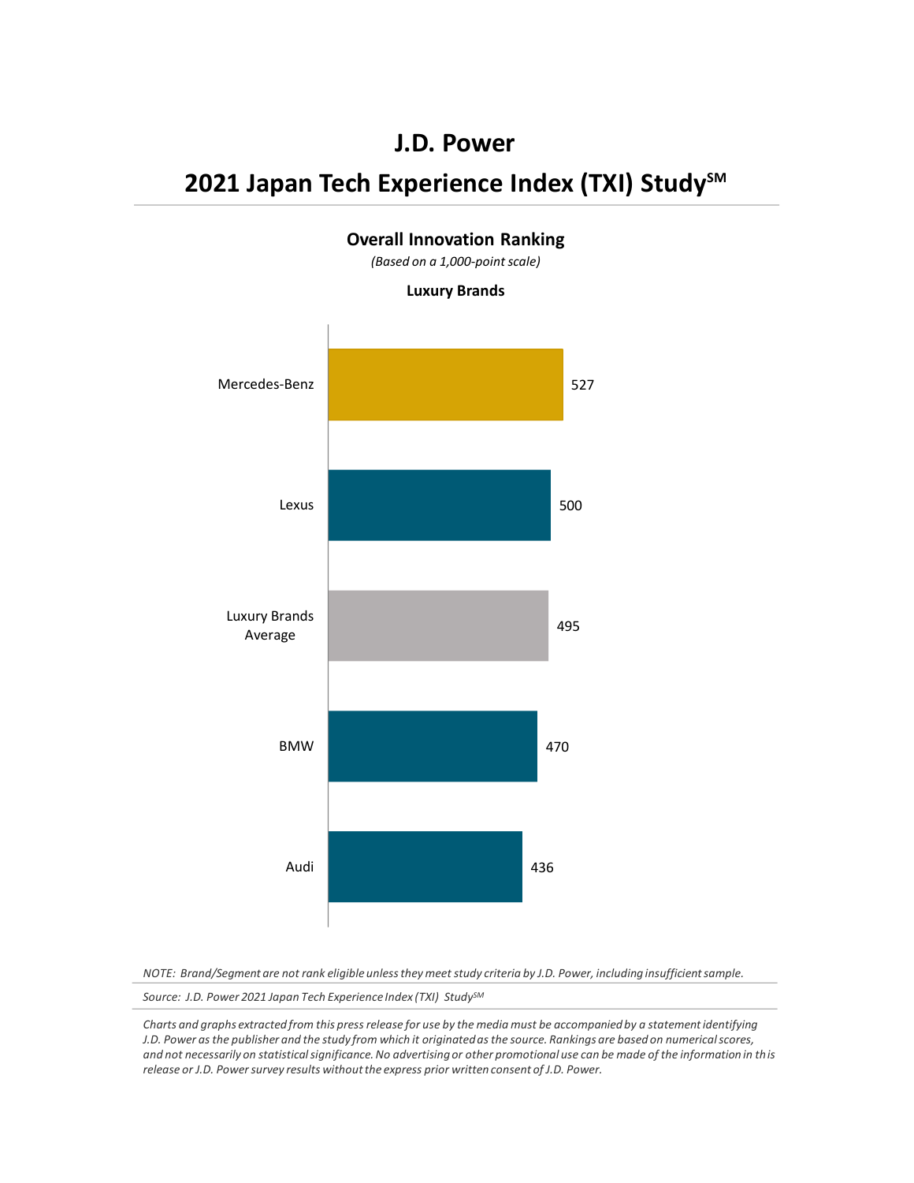# J.D. Power

## 2021 Japan Tech Experience Index (TXI) Study[SM]

### Overall Innovation Ranking

*(Based on a 1,000-point scale)*

**Luxury Brands**

| Brand | Score |
|---|---|
| Mercedes-Benz | 527 |
| Lexus | 500 |
| Luxury Brands Average | 495 |
| BMW | 470 |
| Audi | 436 |

*NOTE: Brand/Segment are not rank eligible unless they meet study criteria by J.D. Power, including insufficient sample.*

*Source: J.D. Power 2021 Japan Tech Experience Index (TXI) Study[SM]*

*Charts and graphs extracted from this press release for use by the media must be accompanied by a statement identifying J.D. Power as the publisher and the study from which it originated as the source. Rankings are based on numerical scores, and not necessarily on statistical significance. No advertising or other promotional use can be made of the information in this release or J.D. Power survey results without the express prior written consent of J.D. Power.*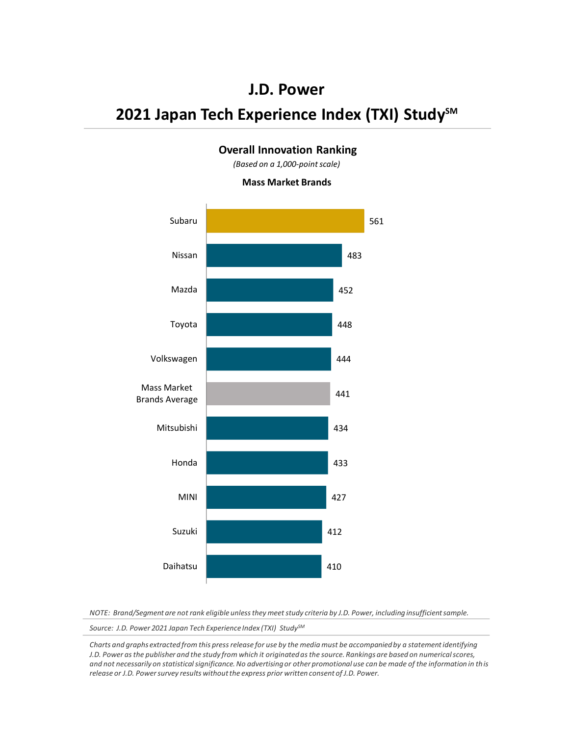# J.D. Power

## 2021 Japan Tech Experience Index (TXI) Study[SM]

### Overall Innovation Ranking

*(Based on a 1,000-point scale)*

**Mass Market Brands**

| Brand | Score |
| --- | --- |
| Subaru | 561 |
| Nissan | 483 |
| Mazda | 452 |
| Toyota | 448 |
| Volkswagen | 444 |
| Mass Market Brands Average | 441 |
| Mitsubishi | 434 |
| Honda | 433 |
| MINI | 427 |
| Suzuki | 412 |
| Daihatsu | 410 |

*NOTE: Brand/Segment are not rank eligible unless they meet study criteria by J.D. Power, including insufficient sample.*

*Source: J.D. Power 2021 Japan Tech Experience Index (TXI) Study[SM]*

*Charts and graphs extracted from this press release for use by the media must be accompanied by a statement identifying J.D. Power as the publisher and the study from which it originated as the source. Rankings are based on numerical scores, and not necessarily on statistical significance. No advertising or other promotional use can be made of the information in this release or J.D. Power survey results without the express prior written consent of J.D. Power.*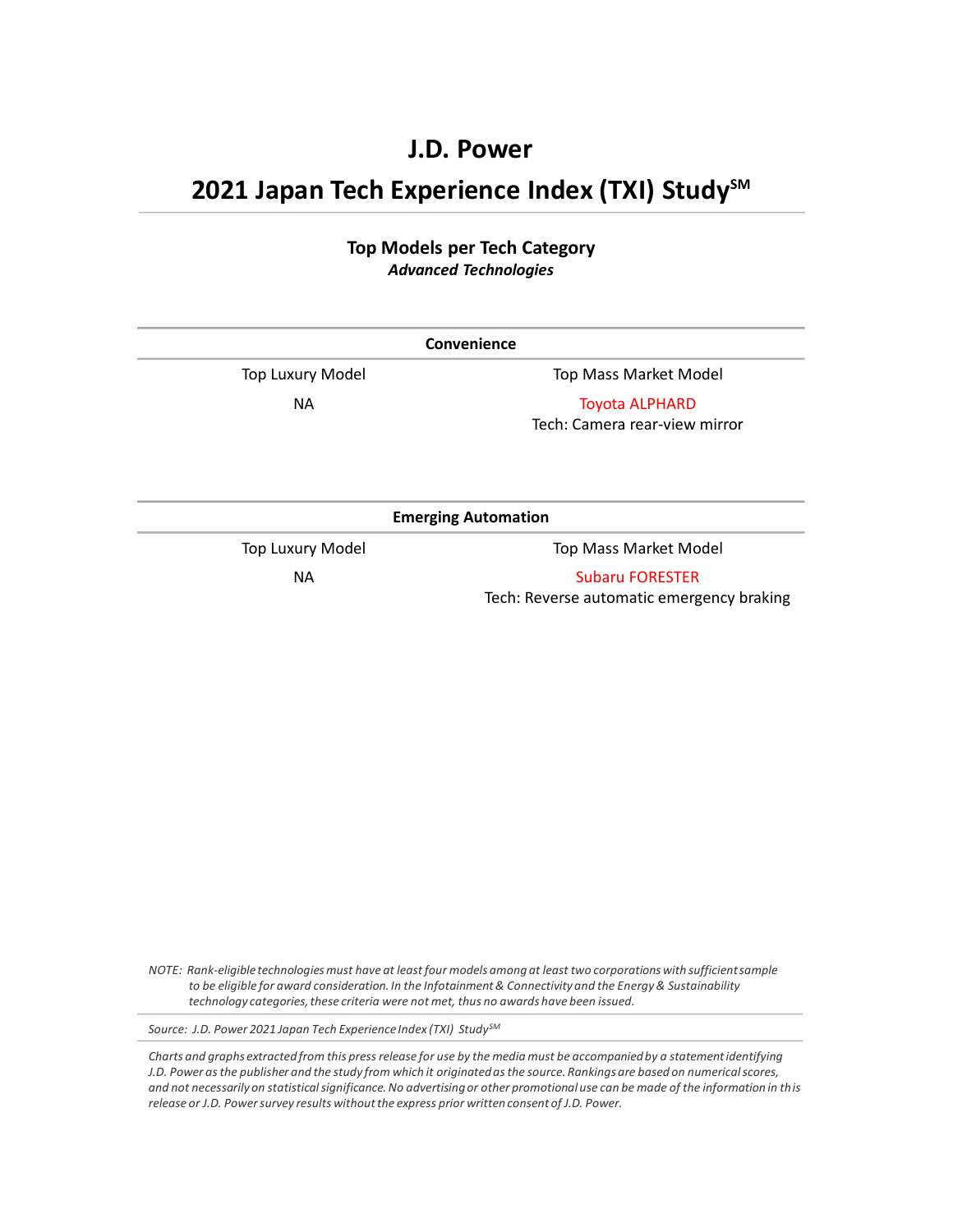# J.D. Power

## 2021 Japan Tech Experience Index (TXI) Study[SM]

### Top Models per Tech Category

***Advanced Technologies***

| Convenience | |
|---|---|
| Top Luxury Model | Top Mass Market Model |
| NA | Toyota ALPHARD<br>Tech: Camera rear-view mirror |

| Emerging Automation | |
|---|---|
| Top Luxury Model | Top Mass Market Model |
| NA | Subaru FORESTER<br>Tech: Reverse automatic emergency braking |

*NOTE: Rank-eligible technologies must have at least four models among at least two corporations with sufficient sample to be eligible for award consideration. In the Infotainment & Connectivity and the Energy & Sustainability technology categories, these criteria were not met, thus no awards have been issued.*

*Source: J.D. Power 2021 Japan Tech Experience Index (TXI) Study[SM]*

*Charts and graphs extracted from this press release for use by the media must be accompanied by a statement identifying J.D. Power as the publisher and the study from which it originated as the source. Rankings are based on numerical scores, and not necessarily on statistical significance. No advertising or other promotional use can be made of the information in this release or J.D. Power survey results without the express prior written consent of J.D. Power.*